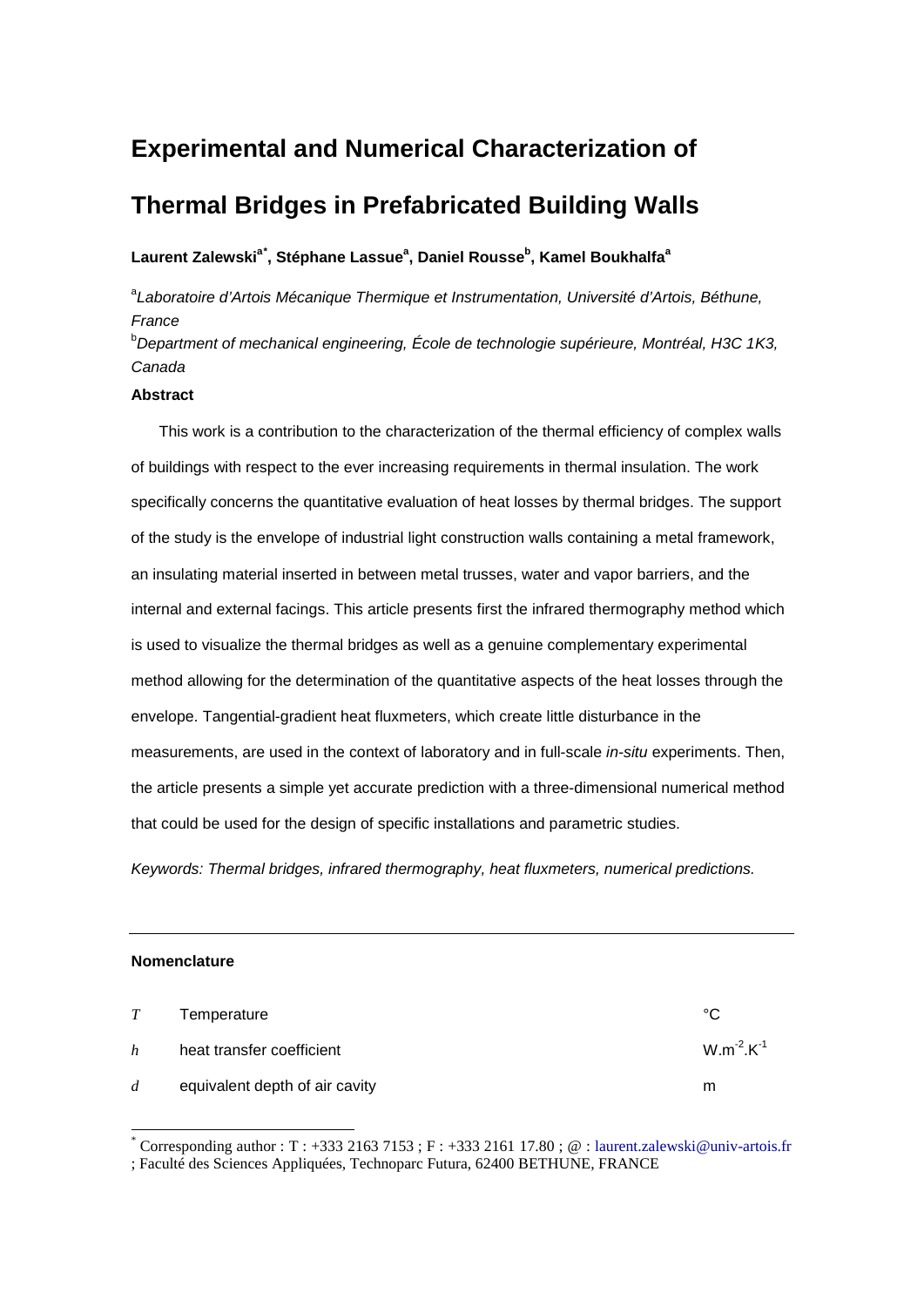# Experimental and Numerical Characterization of Thermal Bridges in Prefabricated Building Walls

**Laurent Zalewski[a*], Stéphane Lassue[a], Daniel Rousse[b], Kamel Boukhalfa[a]**

[a]*Laboratoire d'Artois Mécanique Thermique et Instrumentation, Université d'Artois, Béthune, France*

[b]*Department of mechanical engineering, École de technologie supérieure, Montréal, H3C 1K3, Canada*

### Abstract

This work is a contribution to the characterization of the thermal efficiency of complex walls of buildings with respect to the ever increasing requirements in thermal insulation. The work specifically concerns the quantitative evaluation of heat losses by thermal bridges. The support of the study is the envelope of industrial light construction walls containing a metal framework, an insulating material inserted in between metal trusses, water and vapor barriers, and the internal and external facings. This article presents first the infrared thermography method which is used to visualize the thermal bridges as well as a genuine complementary experimental method allowing for the determination of the quantitative aspects of the heat losses through the envelope. Tangential-gradient heat fluxmeters, which create little disturbance in the measurements, are used in the context of laboratory and in full-scale *in-situ* experiments. Then, the article presents a simple yet accurate prediction with a three-dimensional numerical method that could be used for the design of specific installations and parametric studies.

*Keywords: Thermal bridges, infrared thermography, heat fluxmeters, numerical predictions.*

---

**Nomenclature**

| | | |
|---|---|---|
| $T$ | Temperature | °C |
| $h$ | heat transfer coefficient | $W.m^{-2}.K^{-1}$ |
| $d$ | equivalent depth of air cavity | m |

---

[*] Corresponding author : T : +333 2163 7153 ; F : +333 2161 17.80 ; @ : laurent.zalewski@univ-artois.fr ; Faculté des Sciences Appliquées, Technoparc Futura, 62400 BETHUNE, FRANCE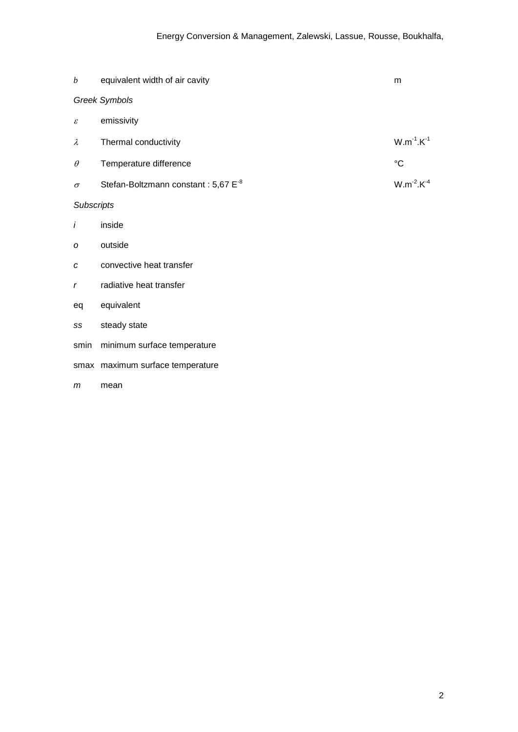| | | |
|---|---|---|
| $b$ | equivalent width of air cavity | m |

*Greek Symbols*

| | | |
|---|---|---|
| $\varepsilon$ | emissivity | |
| $\lambda$ | Thermal conductivity | $W.m^{-1}.K^{-1}$ |
| $\theta$ | Temperature difference | °C |
| $\sigma$ | Stefan-Boltzmann constant : 5,67 $E^{-8}$ | $W.m^{-2}.K^{-4}$ |

*Subscripts*

| | |
|---|---|
| *i* | inside |
| *o* | outside |
| *c* | convective heat transfer |
| *r* | radiative heat transfer |
| eq | equivalent |
| *ss* | steady state |
| smin | minimum surface temperature |
| smax | maximum surface temperature |
| *m* | mean |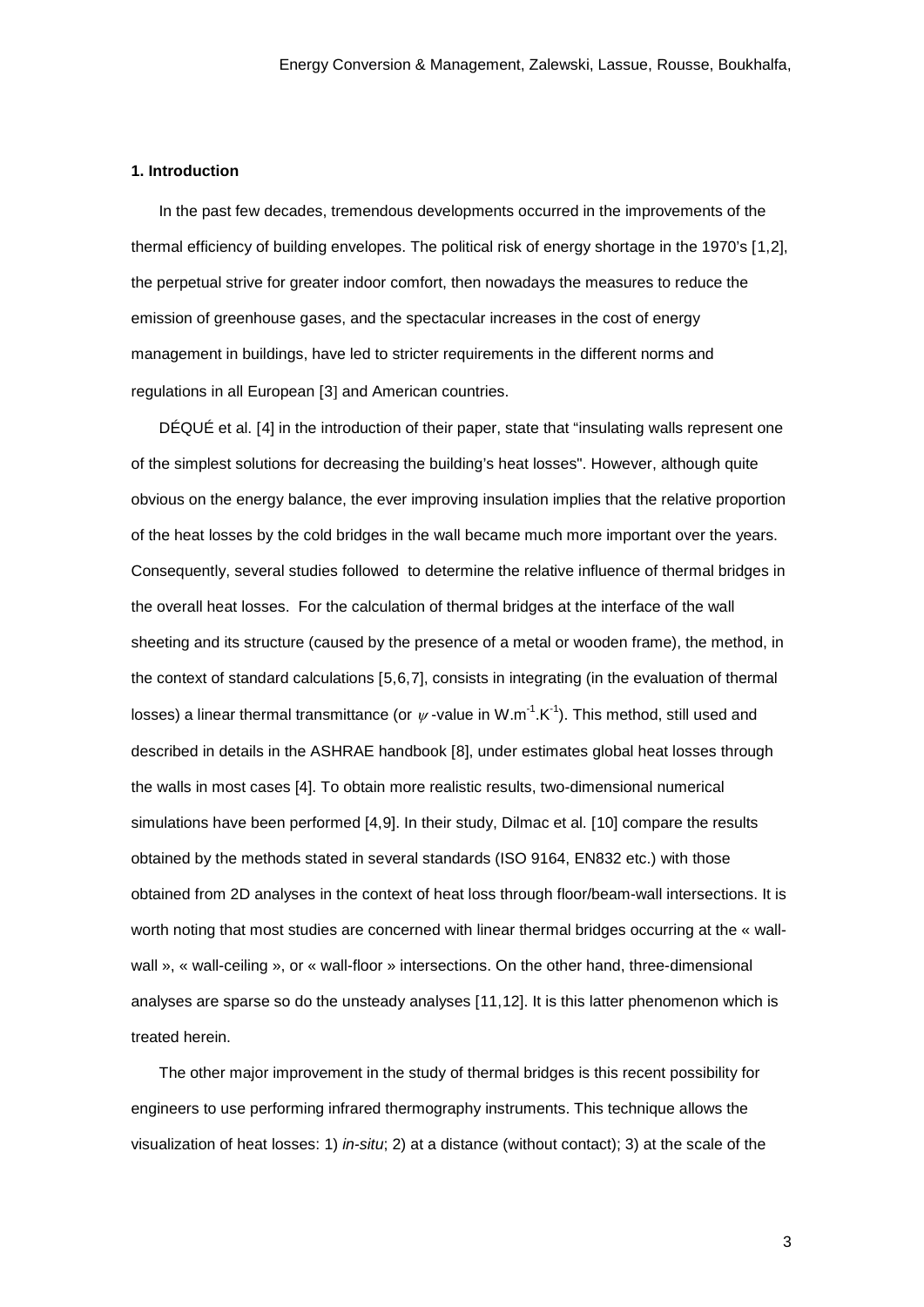## 1. Introduction

In the past few decades, tremendous developments occurred in the improvements of the thermal efficiency of building envelopes. The political risk of energy shortage in the 1970's [1,2], the perpetual strive for greater indoor comfort, then nowadays the measures to reduce the emission of greenhouse gases, and the spectacular increases in the cost of energy management in buildings, have led to stricter requirements in the different norms and regulations in all European [3] and American countries.

DÉQUÉ et al. [4] in the introduction of their paper, state that "insulating walls represent one of the simplest solutions for decreasing the building's heat losses". However, although quite obvious on the energy balance, the ever improving insulation implies that the relative proportion of the heat losses by the cold bridges in the wall became much more important over the years. Consequently, several studies followed to determine the relative influence of thermal bridges in the overall heat losses. For the calculation of thermal bridges at the interface of the wall sheeting and its structure (caused by the presence of a metal or wooden frame), the method, in the context of standard calculations [5,6,7], consists in integrating (in the evaluation of thermal losses) a linear thermal transmittance (or $\psi$-value in $W.m^{-1}.K^{-1}$). This method, still used and described in details in the ASHRAE handbook [8], under estimates global heat losses through the walls in most cases [4]. To obtain more realistic results, two-dimensional numerical simulations have been performed [4,9]. In their study, Dilmac et al. [10] compare the results obtained by the methods stated in several standards (ISO 9164, EN832 etc.) with those obtained from 2D analyses in the context of heat loss through floor/beam-wall intersections. It is worth noting that most studies are concerned with linear thermal bridges occurring at the « wall-wall », « wall-ceiling », or « wall-floor » intersections. On the other hand, three-dimensional analyses are sparse so do the unsteady analyses [11,12]. It is this latter phenomenon which is treated herein.

The other major improvement in the study of thermal bridges is this recent possibility for engineers to use performing infrared thermography instruments. This technique allows the visualization of heat losses: 1) *in-situ*; 2) at a distance (without contact); 3) at the scale of the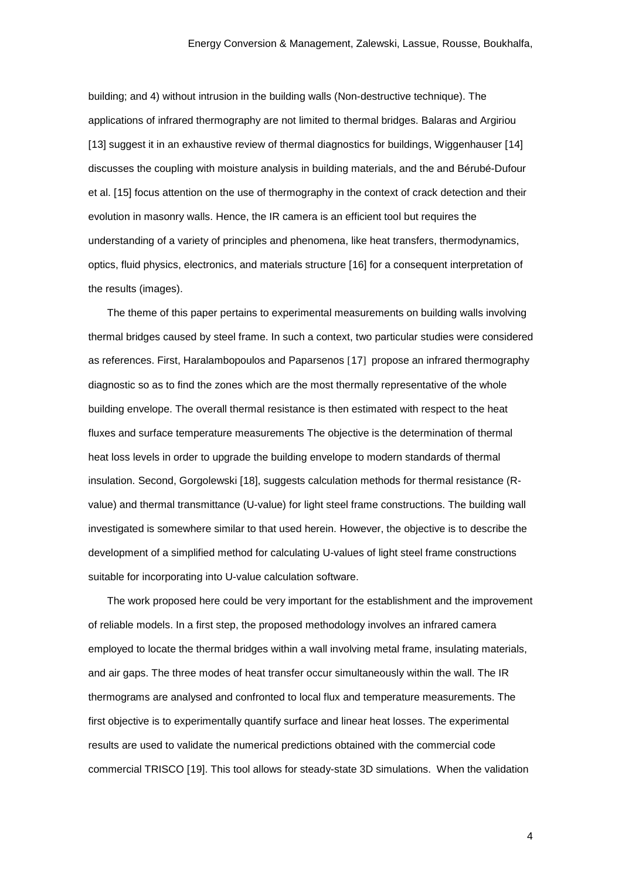building; and 4) without intrusion in the building walls (Non-destructive technique). The applications of infrared thermography are not limited to thermal bridges. Balaras and Argiriou [13] suggest it in an exhaustive review of thermal diagnostics for buildings, Wiggenhauser [14] discusses the coupling with moisture analysis in building materials, and the and Bérubé-Dufour et al. [15] focus attention on the use of thermography in the context of crack detection and their evolution in masonry walls. Hence, the IR camera is an efficient tool but requires the understanding of a variety of principles and phenomena, like heat transfers, thermodynamics, optics, fluid physics, electronics, and materials structure [16] for a consequent interpretation of the results (images).

The theme of this paper pertains to experimental measurements on building walls involving thermal bridges caused by steel frame. In such a context, two particular studies were considered as references. First, Haralambopoulos and Paparsenos [17] propose an infrared thermography diagnostic so as to find the zones which are the most thermally representative of the whole building envelope. The overall thermal resistance is then estimated with respect to the heat fluxes and surface temperature measurements The objective is the determination of thermal heat loss levels in order to upgrade the building envelope to modern standards of thermal insulation. Second, Gorgolewski [18], suggests calculation methods for thermal resistance (R-value) and thermal transmittance (U-value) for light steel frame constructions. The building wall investigated is somewhere similar to that used herein. However, the objective is to describe the development of a simplified method for calculating U-values of light steel frame constructions suitable for incorporating into U-value calculation software.

The work proposed here could be very important for the establishment and the improvement of reliable models. In a first step, the proposed methodology involves an infrared camera employed to locate the thermal bridges within a wall involving metal frame, insulating materials, and air gaps. The three modes of heat transfer occur simultaneously within the wall. The IR thermograms are analysed and confronted to local flux and temperature measurements. The first objective is to experimentally quantify surface and linear heat losses. The experimental results are used to validate the numerical predictions obtained with the commercial code commercial TRISCO [19]. This tool allows for steady-state 3D simulations. When the validation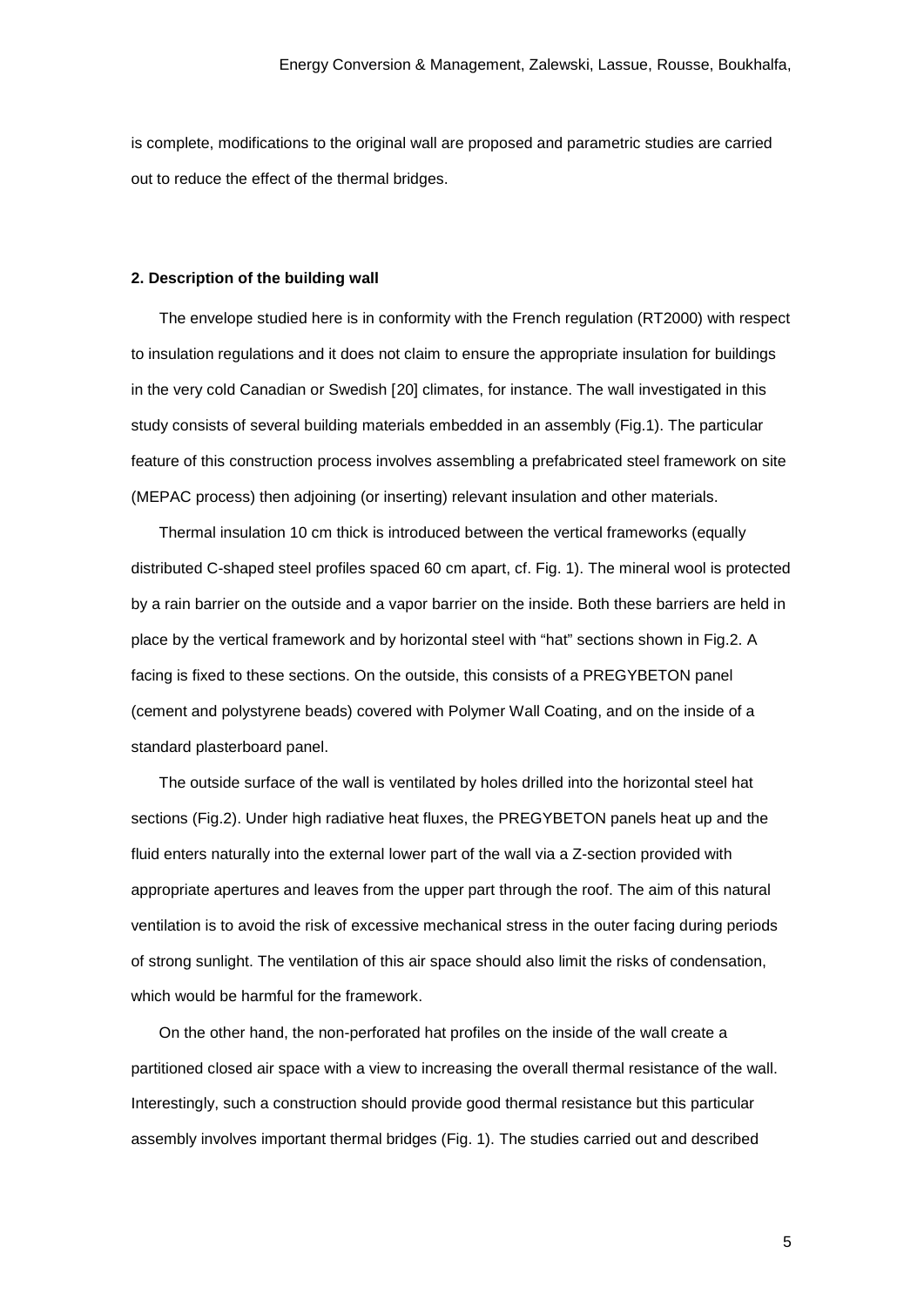is complete, modifications to the original wall are proposed and parametric studies are carried out to reduce the effect of the thermal bridges.

## 2. Description of the building wall

The envelope studied here is in conformity with the French regulation (RT2000) with respect to insulation regulations and it does not claim to ensure the appropriate insulation for buildings in the very cold Canadian or Swedish [20] climates, for instance. The wall investigated in this study consists of several building materials embedded in an assembly (Fig.1). The particular feature of this construction process involves assembling a prefabricated steel framework on site (MEPAC process) then adjoining (or inserting) relevant insulation and other materials.

Thermal insulation 10 cm thick is introduced between the vertical frameworks (equally distributed C-shaped steel profiles spaced 60 cm apart, cf. Fig. 1). The mineral wool is protected by a rain barrier on the outside and a vapor barrier on the inside. Both these barriers are held in place by the vertical framework and by horizontal steel with "hat" sections shown in Fig.2. A facing is fixed to these sections. On the outside, this consists of a PREGYBETON panel (cement and polystyrene beads) covered with Polymer Wall Coating, and on the inside of a standard plasterboard panel.

The outside surface of the wall is ventilated by holes drilled into the horizontal steel hat sections (Fig.2). Under high radiative heat fluxes, the PREGYBETON panels heat up and the fluid enters naturally into the external lower part of the wall via a Z-section provided with appropriate apertures and leaves from the upper part through the roof. The aim of this natural ventilation is to avoid the risk of excessive mechanical stress in the outer facing during periods of strong sunlight. The ventilation of this air space should also limit the risks of condensation, which would be harmful for the framework.

On the other hand, the non-perforated hat profiles on the inside of the wall create a partitioned closed air space with a view to increasing the overall thermal resistance of the wall. Interestingly, such a construction should provide good thermal resistance but this particular assembly involves important thermal bridges (Fig. 1). The studies carried out and described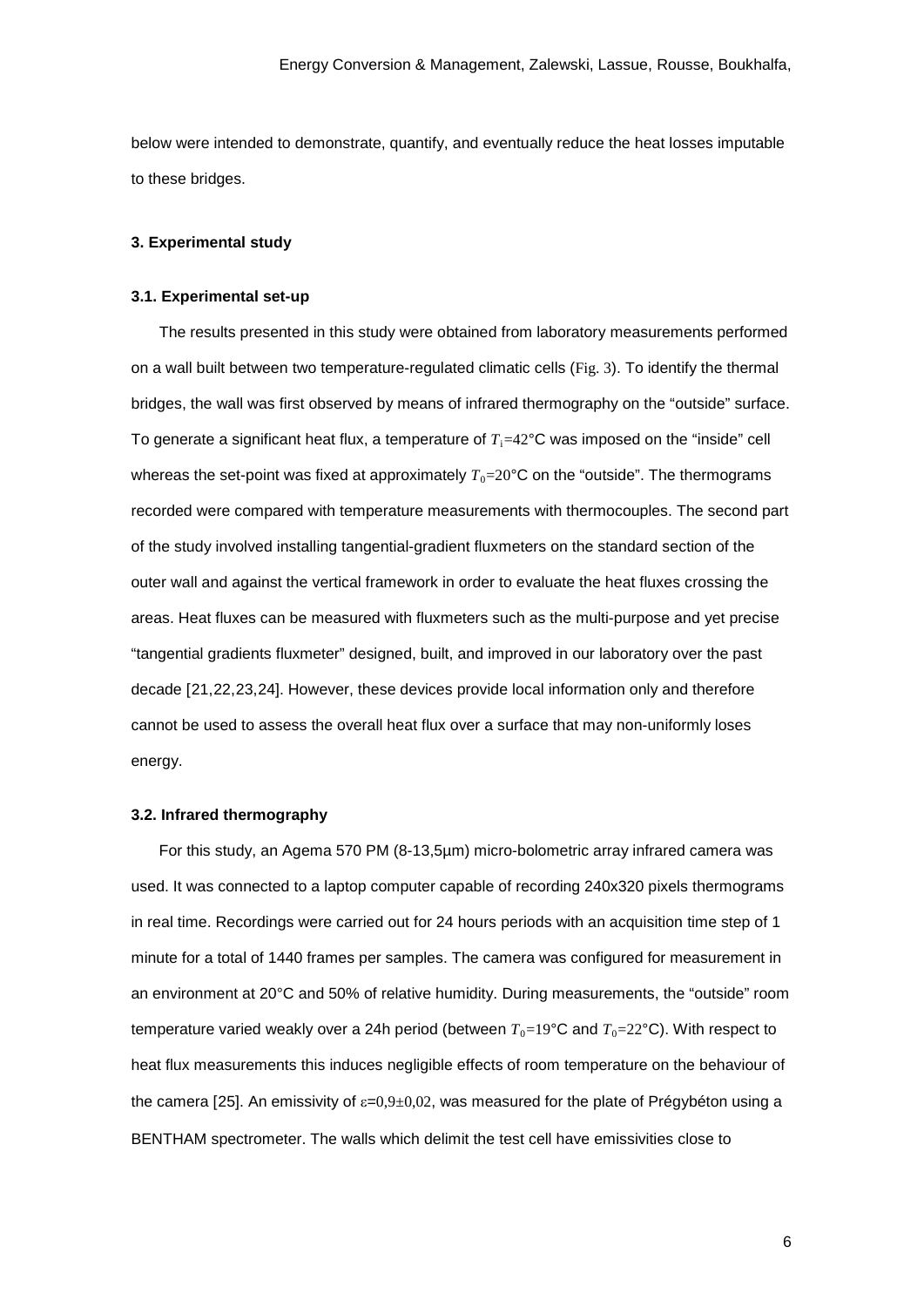below were intended to demonstrate, quantify, and eventually reduce the heat losses imputable to these bridges.

### 3. Experimental study

#### 3.1. Experimental set-up

The results presented in this study were obtained from laboratory measurements performed on a wall built between two temperature-regulated climatic cells (Fig. 3). To identify the thermal bridges, the wall was first observed by means of infrared thermography on the "outside" surface. To generate a significant heat flux, a temperature of $T_i$=42°C was imposed on the "inside" cell whereas the set-point was fixed at approximately $T_0$=20°C on the "outside". The thermograms recorded were compared with temperature measurements with thermocouples. The second part of the study involved installing tangential-gradient fluxmeters on the standard section of the outer wall and against the vertical framework in order to evaluate the heat fluxes crossing the areas. Heat fluxes can be measured with fluxmeters such as the multi-purpose and yet precise "tangential gradients fluxmeter" designed, built, and improved in our laboratory over the past decade [21,22,23,24]. However, these devices provide local information only and therefore cannot be used to assess the overall heat flux over a surface that may non-uniformly loses energy.

#### 3.2. Infrared thermography

For this study, an Agema 570 PM (8-13,5µm) micro-bolometric array infrared camera was used. It was connected to a laptop computer capable of recording 240x320 pixels thermograms in real time. Recordings were carried out for 24 hours periods with an acquisition time step of 1 minute for a total of 1440 frames per samples. The camera was configured for measurement in an environment at 20°C and 50% of relative humidity. During measurements, the "outside" room temperature varied weakly over a 24h period (between $T_0$=19°C and $T_0$=22°C). With respect to heat flux measurements this induces negligible effects of room temperature on the behaviour of the camera [25]. An emissivity of $\varepsilon$=0,9±0,02, was measured for the plate of Prégybéton using a BENTHAM spectrometer. The walls which delimit the test cell have emissivities close to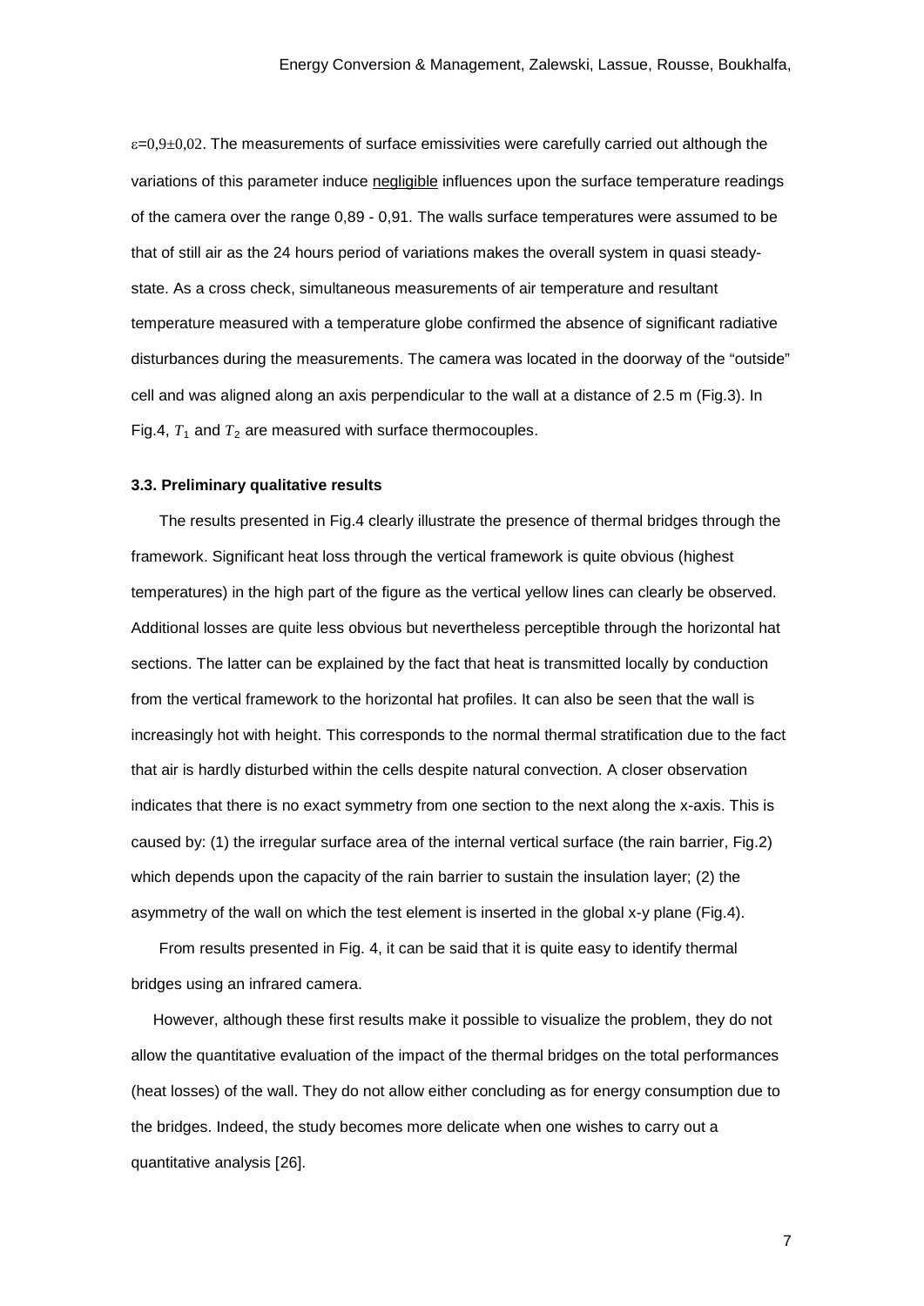$\varepsilon$=0,9±0,02. The measurements of surface emissivities were carefully carried out although the variations of this parameter induce negligible influences upon the surface temperature readings of the camera over the range 0,89 - 0,91. The walls surface temperatures were assumed to be that of still air as the 24 hours period of variations makes the overall system in quasi steady-state. As a cross check, simultaneous measurements of air temperature and resultant temperature measured with a temperature globe confirmed the absence of significant radiative disturbances during the measurements. The camera was located in the doorway of the "outside" cell and was aligned along an axis perpendicular to the wall at a distance of 2.5 m (Fig.3). In Fig.4, $T_1$ and $T_2$ are measured with surface thermocouples.

### 3.3. Preliminary qualitative results

The results presented in Fig.4 clearly illustrate the presence of thermal bridges through the framework. Significant heat loss through the vertical framework is quite obvious (highest temperatures) in the high part of the figure as the vertical yellow lines can clearly be observed. Additional losses are quite less obvious but nevertheless perceptible through the horizontal hat sections. The latter can be explained by the fact that heat is transmitted locally by conduction from the vertical framework to the horizontal hat profiles. It can also be seen that the wall is increasingly hot with height. This corresponds to the normal thermal stratification due to the fact that air is hardly disturbed within the cells despite natural convection. A closer observation indicates that there is no exact symmetry from one section to the next along the x-axis. This is caused by: (1) the irregular surface area of the internal vertical surface (the rain barrier, Fig.2) which depends upon the capacity of the rain barrier to sustain the insulation layer; (2) the asymmetry of the wall on which the test element is inserted in the global x-y plane (Fig.4).

From results presented in Fig. 4, it can be said that it is quite easy to identify thermal bridges using an infrared camera.

However, although these first results make it possible to visualize the problem, they do not allow the quantitative evaluation of the impact of the thermal bridges on the total performances (heat losses) of the wall. They do not allow either concluding as for energy consumption due to the bridges. Indeed, the study becomes more delicate when one wishes to carry out a quantitative analysis [26].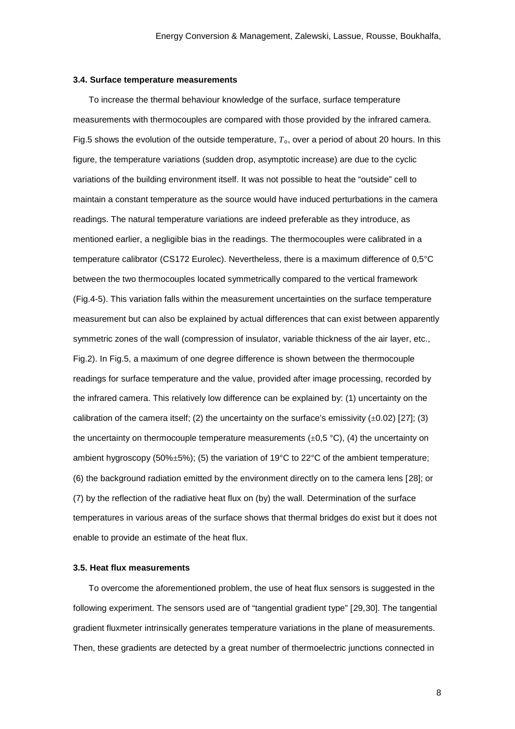### 3.4. Surface temperature measurements

To increase the thermal behaviour knowledge of the surface, surface temperature measurements with thermocouples are compared with those provided by the infrared camera. Fig.5 shows the evolution of the outside temperature, $T_o$, over a period of about 20 hours. In this figure, the temperature variations (sudden drop, asymptotic increase) are due to the cyclic variations of the building environment itself. It was not possible to heat the "outside" cell to maintain a constant temperature as the source would have induced perturbations in the camera readings. The natural temperature variations are indeed preferable as they introduce, as mentioned earlier, a negligible bias in the readings. The thermocouples were calibrated in a temperature calibrator (CS172 Eurolec). Nevertheless, there is a maximum difference of 0,5°C between the two thermocouples located symmetrically compared to the vertical framework (Fig.4-5). This variation falls within the measurement uncertainties on the surface temperature measurement but can also be explained by actual differences that can exist between apparently symmetric zones of the wall (compression of insulator, variable thickness of the air layer, etc., Fig.2). In Fig.5, a maximum of one degree difference is shown between the thermocouple readings for surface temperature and the value, provided after image processing, recorded by the infrared camera. This relatively low difference can be explained by: (1) uncertainty on the calibration of the camera itself; (2) the uncertainty on the surface's emissivity ($\pm$0.02) [27]; (3) the uncertainty on thermocouple temperature measurements ($\pm$0,5 °C), (4) the uncertainty on ambient hygroscopy (50%$\pm$5%); (5) the variation of 19°C to 22°C of the ambient temperature; (6) the background radiation emitted by the environment directly on to the camera lens [28]; or (7) by the reflection of the radiative heat flux on (by) the wall. Determination of the surface temperatures in various areas of the surface shows that thermal bridges do exist but it does not enable to provide an estimate of the heat flux.

### 3.5. Heat flux measurements

To overcome the aforementioned problem, the use of heat flux sensors is suggested in the following experiment. The sensors used are of "tangential gradient type" [29,30]. The tangential gradient fluxmeter intrinsically generates temperature variations in the plane of measurements. Then, these gradients are detected by a great number of thermoelectric junctions connected in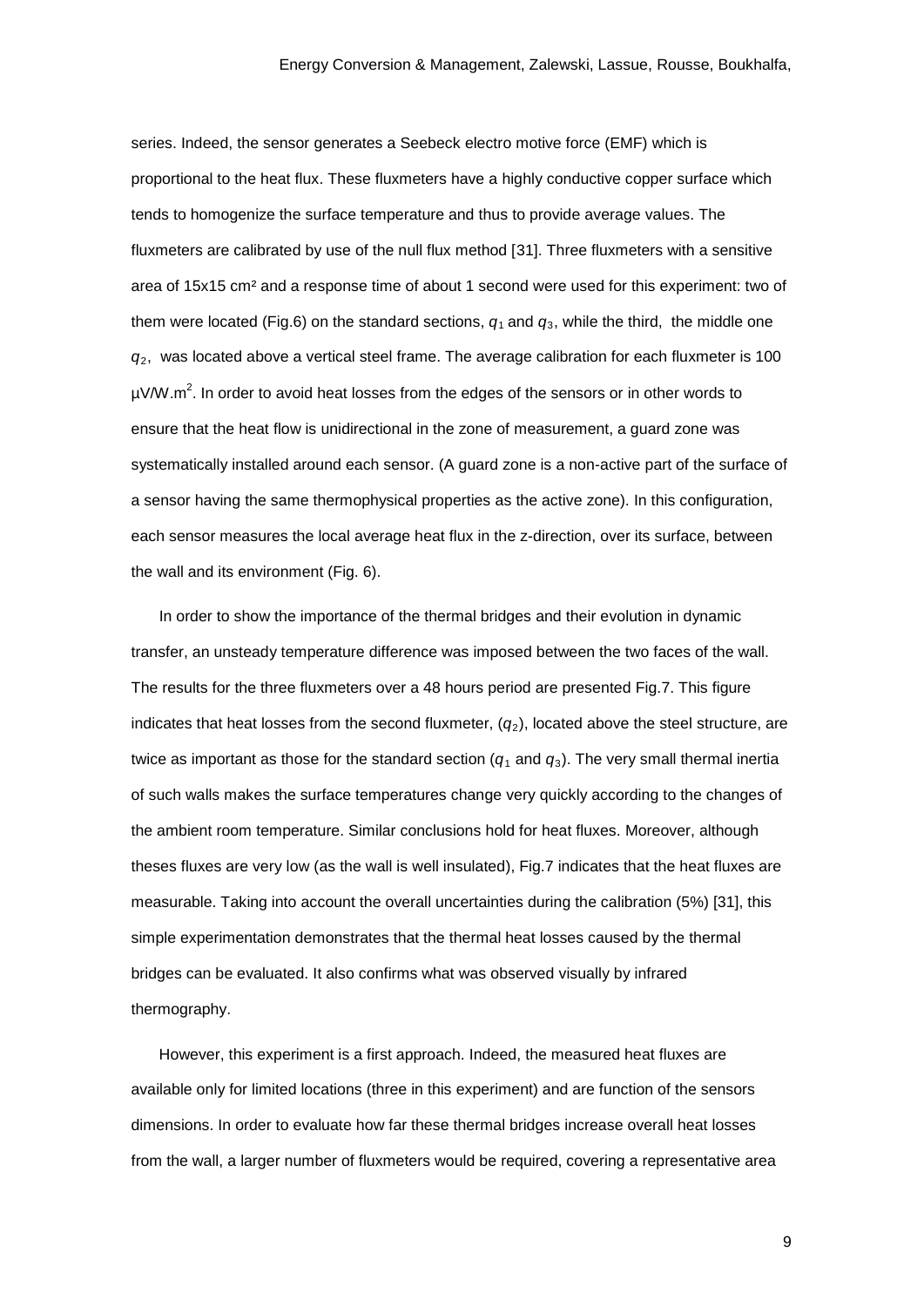series. Indeed, the sensor generates a Seebeck electro motive force (EMF) which is proportional to the heat flux. These fluxmeters have a highly conductive copper surface which tends to homogenize the surface temperature and thus to provide average values. The fluxmeters are calibrated by use of the null flux method [31]. Three fluxmeters with a sensitive area of 15x15 cm² and a response time of about 1 second were used for this experiment: two of them were located (Fig.6) on the standard sections, $q_1$ and $q_3$, while the third, the middle one $q_2$, was located above a vertical steel frame. The average calibration for each fluxmeter is 100 µV/W.m$^2$. In order to avoid heat losses from the edges of the sensors or in other words to ensure that the heat flow is unidirectional in the zone of measurement, a guard zone was systematically installed around each sensor. (A guard zone is a non-active part of the surface of a sensor having the same thermophysical properties as the active zone). In this configuration, each sensor measures the local average heat flux in the z-direction, over its surface, between the wall and its environment (Fig. 6).

In order to show the importance of the thermal bridges and their evolution in dynamic transfer, an unsteady temperature difference was imposed between the two faces of the wall. The results for the three fluxmeters over a 48 hours period are presented Fig.7. This figure indicates that heat losses from the second fluxmeter, ($q_2$), located above the steel structure, are twice as important as those for the standard section ($q_1$ and $q_3$). The very small thermal inertia of such walls makes the surface temperatures change very quickly according to the changes of the ambient room temperature. Similar conclusions hold for heat fluxes. Moreover, although theses fluxes are very low (as the wall is well insulated), Fig.7 indicates that the heat fluxes are measurable. Taking into account the overall uncertainties during the calibration (5%) [31], this simple experimentation demonstrates that the thermal heat losses caused by the thermal bridges can be evaluated. It also confirms what was observed visually by infrared thermography.

However, this experiment is a first approach. Indeed, the measured heat fluxes are available only for limited locations (three in this experiment) and are function of the sensors dimensions. In order to evaluate how far these thermal bridges increase overall heat losses from the wall, a larger number of fluxmeters would be required, covering a representative area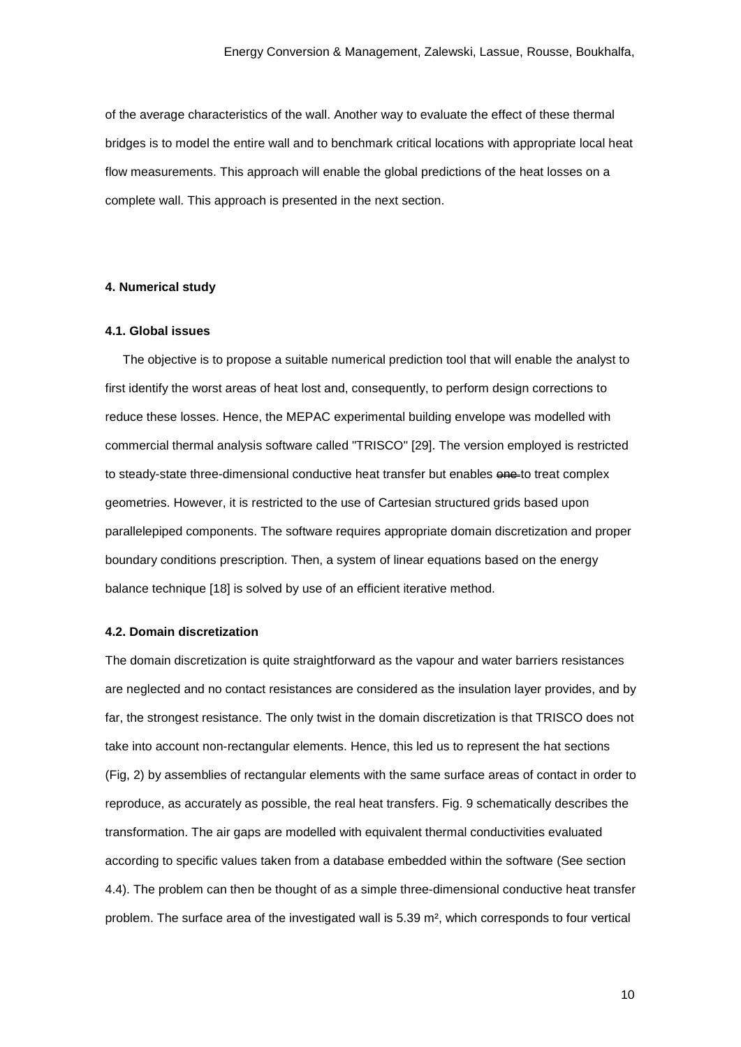of the average characteristics of the wall. Another way to evaluate the effect of these thermal bridges is to model the entire wall and to benchmark critical locations with appropriate local heat flow measurements. This approach will enable the global predictions of the heat losses on a complete wall. This approach is presented in the next section.

## 4. Numerical study

### 4.1. Global issues

The objective is to propose a suitable numerical prediction tool that will enable the analyst to first identify the worst areas of heat lost and, consequently, to perform design corrections to reduce these losses. Hence, the MEPAC experimental building envelope was modelled with commercial thermal analysis software called "TRISCO" [29]. The version employed is restricted to steady-state three-dimensional conductive heat transfer but enables ~~one~~ to treat complex geometries. However, it is restricted to the use of Cartesian structured grids based upon parallelepiped components. The software requires appropriate domain discretization and proper boundary conditions prescription. Then, a system of linear equations based on the energy balance technique [18] is solved by use of an efficient iterative method.

### 4.2. Domain discretization

The domain discretization is quite straightforward as the vapour and water barriers resistances are neglected and no contact resistances are considered as the insulation layer provides, and by far, the strongest resistance. The only twist in the domain discretization is that TRISCO does not take into account non-rectangular elements. Hence, this led us to represent the hat sections (Fig, 2) by assemblies of rectangular elements with the same surface areas of contact in order to reproduce, as accurately as possible, the real heat transfers. Fig. 9 schematically describes the transformation. The air gaps are modelled with equivalent thermal conductivities evaluated according to specific values taken from a database embedded within the software (See section 4.4). The problem can then be thought of as a simple three-dimensional conductive heat transfer problem. The surface area of the investigated wall is 5.39 m², which corresponds to four vertical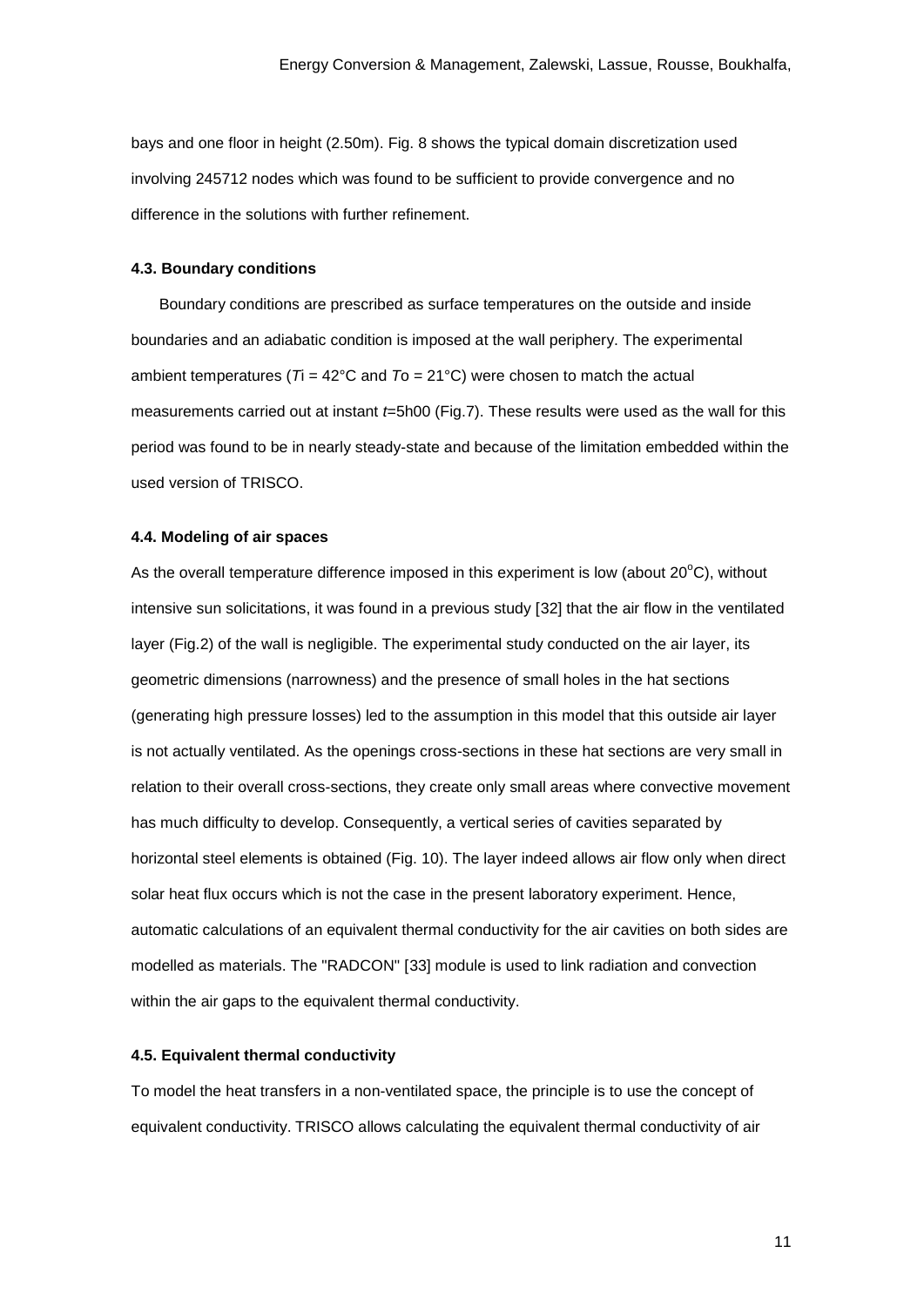bays and one floor in height (2.50m). Fig. 8 shows the typical domain discretization used involving 245712 nodes which was found to be sufficient to provide convergence and no difference in the solutions with further refinement.

### 4.3. Boundary conditions

Boundary conditions are prescribed as surface temperatures on the outside and inside boundaries and an adiabatic condition is imposed at the wall periphery. The experimental ambient temperatures ($T_i$ = 42°C and $T_o$ = 21°C) were chosen to match the actual measurements carried out at instant $t$=5h00 (Fig.7). These results were used as the wall for this period was found to be in nearly steady-state and because of the limitation embedded within the used version of TRISCO.

### 4.4. Modeling of air spaces

As the overall temperature difference imposed in this experiment is low (about 20°C), without intensive sun solicitations, it was found in a previous study [32] that the air flow in the ventilated layer (Fig.2) of the wall is negligible. The experimental study conducted on the air layer, its geometric dimensions (narrowness) and the presence of small holes in the hat sections (generating high pressure losses) led to the assumption in this model that this outside air layer is not actually ventilated. As the openings cross-sections in these hat sections are very small in relation to their overall cross-sections, they create only small areas where convective movement has much difficulty to develop. Consequently, a vertical series of cavities separated by horizontal steel elements is obtained (Fig. 10). The layer indeed allows air flow only when direct solar heat flux occurs which is not the case in the present laboratory experiment. Hence, automatic calculations of an equivalent thermal conductivity for the air cavities on both sides are modelled as materials. The "RADCON" [33] module is used to link radiation and convection within the air gaps to the equivalent thermal conductivity.

### 4.5. Equivalent thermal conductivity

To model the heat transfers in a non-ventilated space, the principle is to use the concept of equivalent conductivity. TRISCO allows calculating the equivalent thermal conductivity of air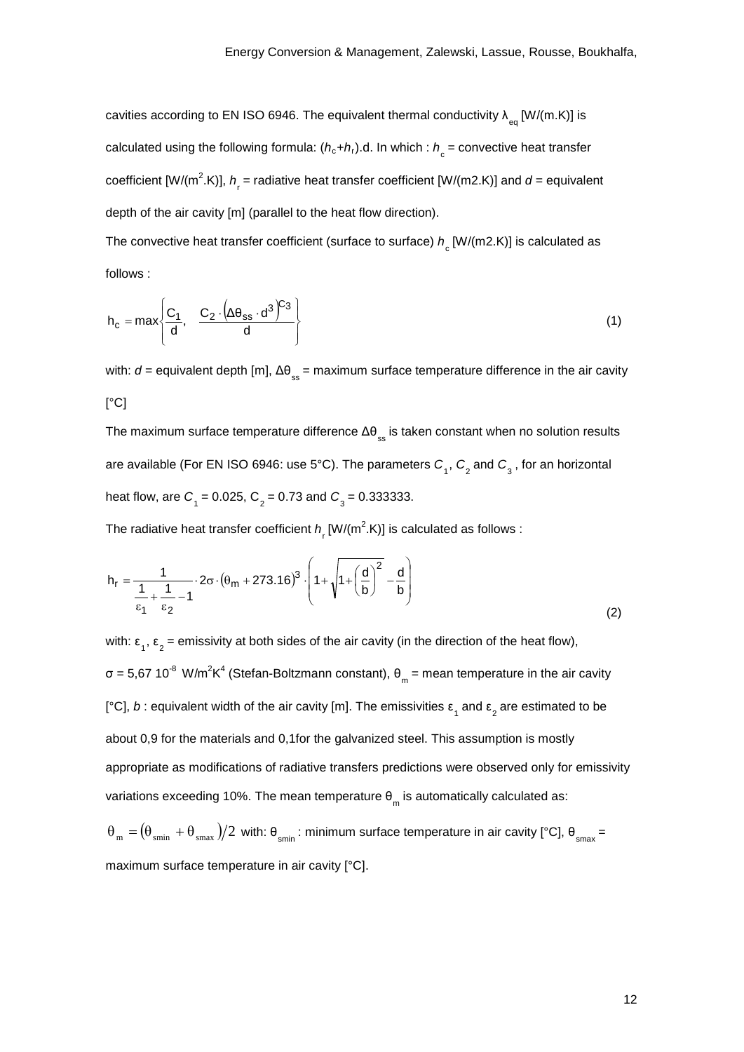cavities according to EN ISO 6946. The equivalent thermal conductivity $\lambda_{eq}$ [W/(m.K)] is calculated using the following formula: $(h_c+h_r).d$. In which : $h_c$ = convective heat transfer coefficient [W/(m$^2$.K)], $h_r$ = radiative heat transfer coefficient [W/(m2.K)] and $d$ = equivalent depth of the air cavity [m] (parallel to the heat flow direction).

The convective heat transfer coefficient (surface to surface) $h_c$ [W/(m2.K)] is calculated as follows :

$$h_c = \max\left\{\frac{C_1}{d}, \quad \frac{C_2 \cdot \left(\Delta\theta_{ss} \cdot d^3\right)^{C_3}}{d}\right\} \tag{1}$$

with: $d$ = equivalent depth [m], $\Delta\theta_{ss}$ = maximum surface temperature difference in the air cavity [°C]

The maximum surface temperature difference $\Delta\theta_{ss}$ is taken constant when no solution results are available (For EN ISO 6946: use 5°C). The parameters $C_1$, $C_2$ and $C_3$ , for an horizontal heat flow, are $C_1$ = 0.025, $C_2$ = 0.73 and $C_3$ = 0.333333.

The radiative heat transfer coefficient $h_r$ [W/(m$^2$.K)] is calculated as follows :

$$h_r = \frac{1}{\frac{1}{\varepsilon_1}+\frac{1}{\varepsilon_2}-1} \cdot 2\sigma \cdot \left(\theta_m + 273.16\right)^3 \cdot \left(1+\sqrt{1+\left(\frac{d}{b}\right)^2} - \frac{d}{b}\right) \tag{2}$$

with: $\varepsilon_1$, $\varepsilon_2$ = emissivity at both sides of the air cavity (in the direction of the heat flow), $\sigma$ = 5,67 $10^{-8}$ W/m$^2$K$^4$ (Stefan-Boltzmann constant), $\theta_m$ = mean temperature in the air cavity [°C], $b$ : equivalent width of the air cavity [m]. The emissivities $\varepsilon_1$ and $\varepsilon_2$ are estimated to be about 0,9 for the materials and 0,1for the galvanized steel. This assumption is mostly appropriate as modifications of radiative transfers predictions were observed only for emissivity variations exceeding 10%. The mean temperature $\theta_m$ is automatically calculated as:

$\theta_m = \left(\theta_{smin} + \theta_{smax}\right)/2$ with: $\theta_{smin}$ : minimum surface temperature in air cavity [°C], $\theta_{smax}$ = maximum surface temperature in air cavity [°C].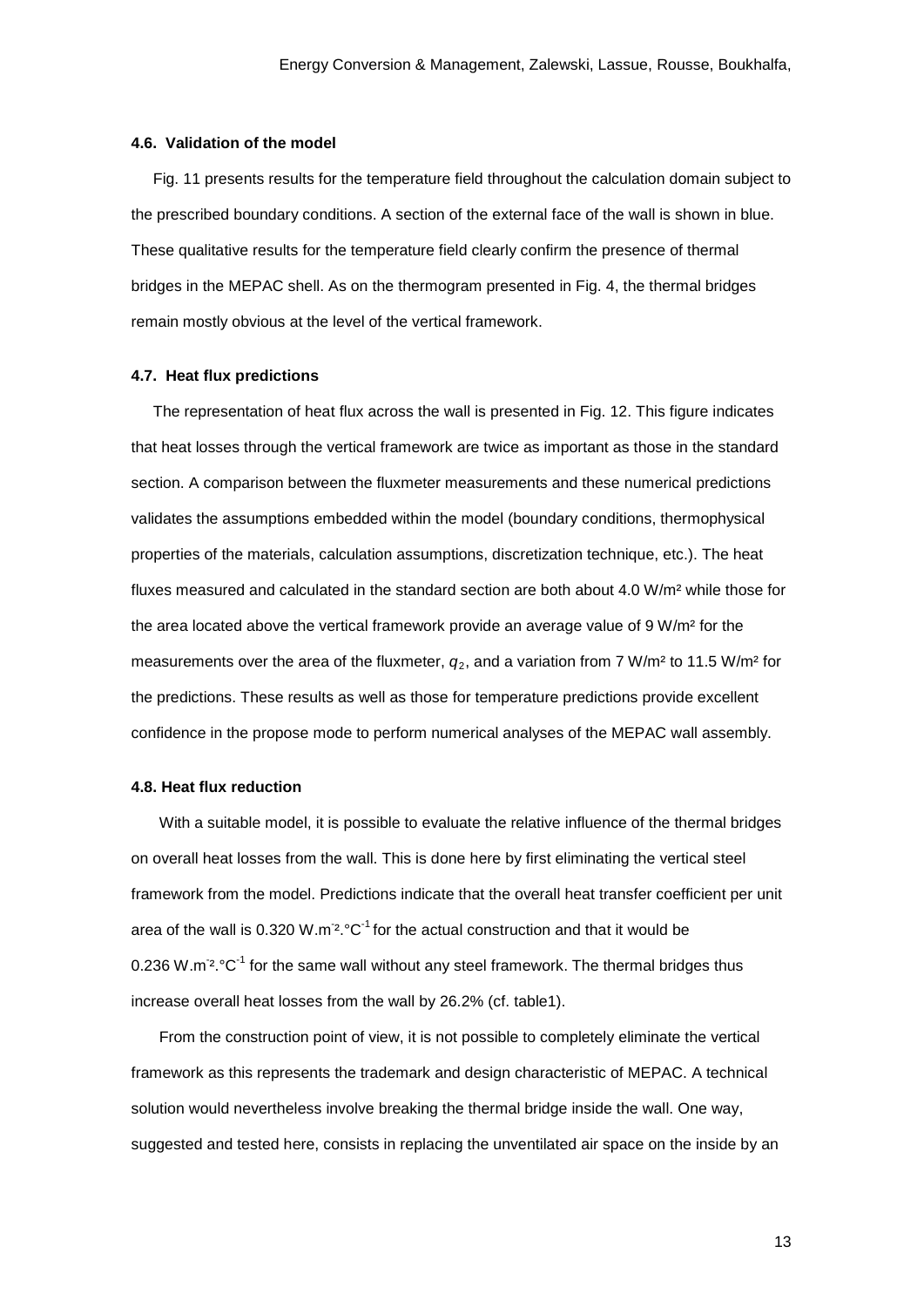### 4.6. Validation of the model

Fig. 11 presents results for the temperature field throughout the calculation domain subject to the prescribed boundary conditions. A section of the external face of the wall is shown in blue. These qualitative results for the temperature field clearly confirm the presence of thermal bridges in the MEPAC shell. As on the thermogram presented in Fig. 4, the thermal bridges remain mostly obvious at the level of the vertical framework.

### 4.7. Heat flux predictions

The representation of heat flux across the wall is presented in Fig. 12. This figure indicates that heat losses through the vertical framework are twice as important as those in the standard section. A comparison between the fluxmeter measurements and these numerical predictions validates the assumptions embedded within the model (boundary conditions, thermophysical properties of the materials, calculation assumptions, discretization technique, etc.). The heat fluxes measured and calculated in the standard section are both about 4.0 W/m² while those for the area located above the vertical framework provide an average value of 9 W/m² for the measurements over the area of the fluxmeter, $q_2$, and a variation from 7 W/m² to 11.5 W/m² for the predictions. These results as well as those for temperature predictions provide excellent confidence in the propose mode to perform numerical analyses of the MEPAC wall assembly.

### 4.8. Heat flux reduction

With a suitable model, it is possible to evaluate the relative influence of the thermal bridges on overall heat losses from the wall. This is done here by first eliminating the vertical steel framework from the model. Predictions indicate that the overall heat transfer coefficient per unit area of the wall is 0.320 $W.m^{-2}.°C^{-1}$ for the actual construction and that it would be 0.236 $W.m^{-2}.°C^{-1}$ for the same wall without any steel framework. The thermal bridges thus increase overall heat losses from the wall by 26.2% (cf. table1).

From the construction point of view, it is not possible to completely eliminate the vertical framework as this represents the trademark and design characteristic of MEPAC. A technical solution would nevertheless involve breaking the thermal bridge inside the wall. One way, suggested and tested here, consists in replacing the unventilated air space on the inside by an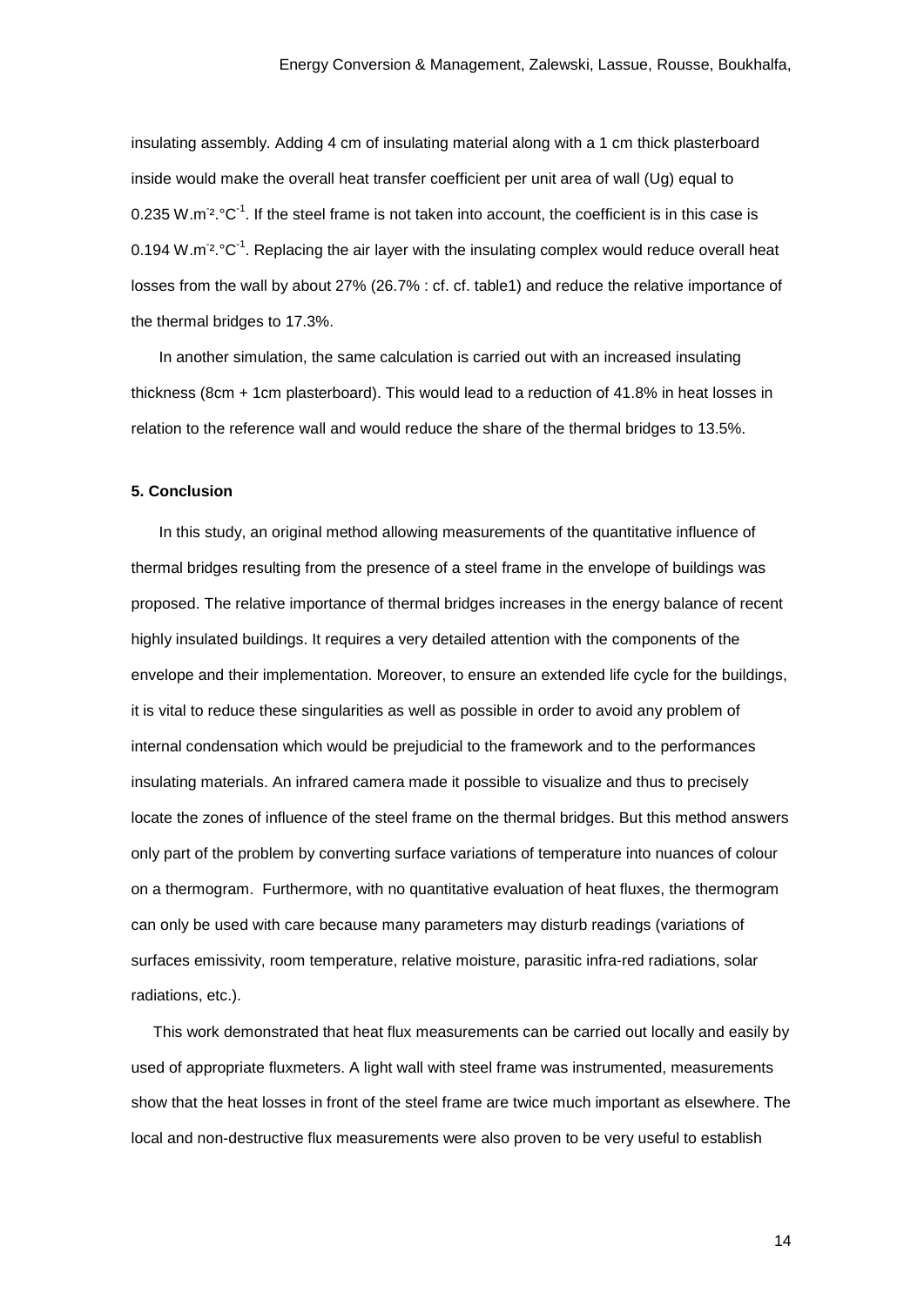insulating assembly. Adding 4 cm of insulating material along with a 1 cm thick plasterboard inside would make the overall heat transfer coefficient per unit area of wall (Ug) equal to 0.235 $W.m^{-2}.°C^{-1}$. If the steel frame is not taken into account, the coefficient is in this case is 0.194 $W.m^{-2}.°C^{-1}$. Replacing the air layer with the insulating complex would reduce overall heat losses from the wall by about 27% (26.7% : cf. cf. table1) and reduce the relative importance of the thermal bridges to 17.3%.

In another simulation, the same calculation is carried out with an increased insulating thickness (8cm + 1cm plasterboard). This would lead to a reduction of 41.8% in heat losses in relation to the reference wall and would reduce the share of the thermal bridges to 13.5%.

### 5. Conclusion

In this study, an original method allowing measurements of the quantitative influence of thermal bridges resulting from the presence of a steel frame in the envelope of buildings was proposed. The relative importance of thermal bridges increases in the energy balance of recent highly insulated buildings. It requires a very detailed attention with the components of the envelope and their implementation. Moreover, to ensure an extended life cycle for the buildings, it is vital to reduce these singularities as well as possible in order to avoid any problem of internal condensation which would be prejudicial to the framework and to the performances insulating materials. An infrared camera made it possible to visualize and thus to precisely locate the zones of influence of the steel frame on the thermal bridges. But this method answers only part of the problem by converting surface variations of temperature into nuances of colour on a thermogram. Furthermore, with no quantitative evaluation of heat fluxes, the thermogram can only be used with care because many parameters may disturb readings (variations of surfaces emissivity, room temperature, relative moisture, parasitic infra-red radiations, solar radiations, etc.).

This work demonstrated that heat flux measurements can be carried out locally and easily by used of appropriate fluxmeters. A light wall with steel frame was instrumented, measurements show that the heat losses in front of the steel frame are twice much important as elsewhere. The local and non-destructive flux measurements were also proven to be very useful to establish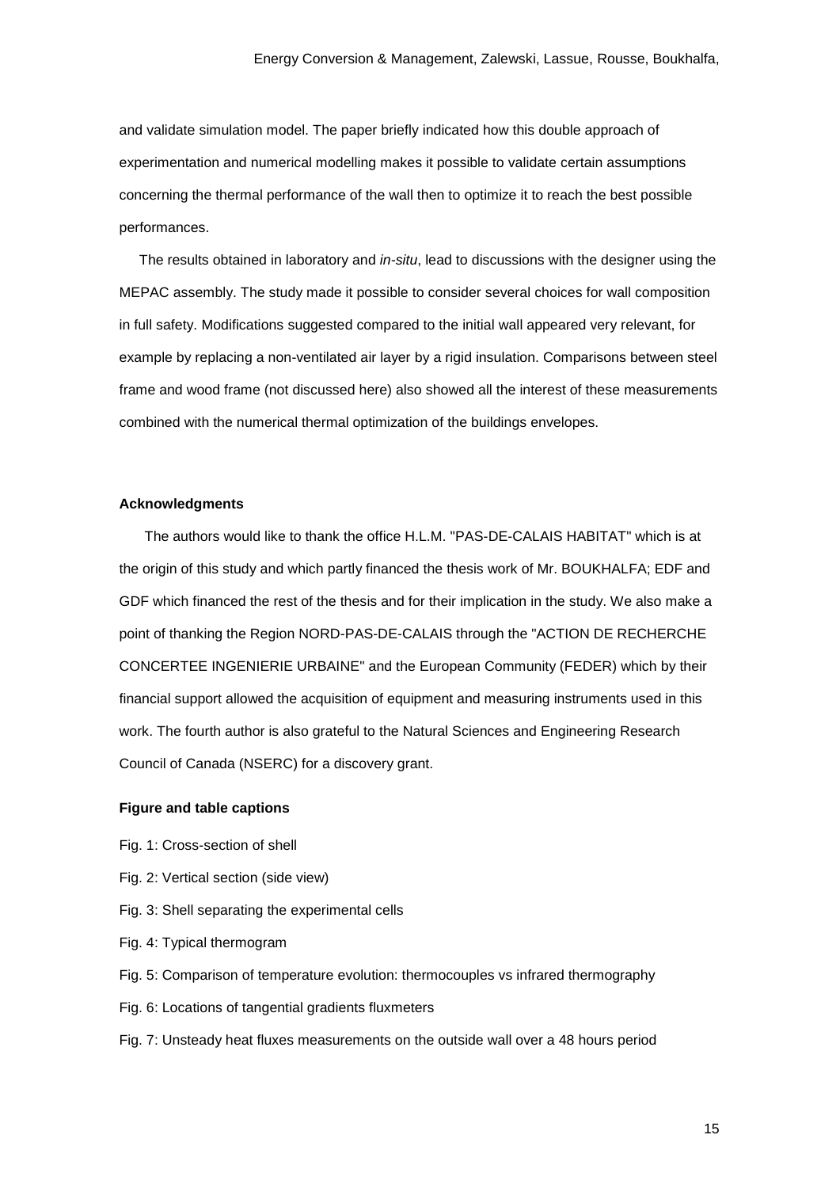and validate simulation model. The paper briefly indicated how this double approach of experimentation and numerical modelling makes it possible to validate certain assumptions concerning the thermal performance of the wall then to optimize it to reach the best possible performances.

The results obtained in laboratory and *in-situ*, lead to discussions with the designer using the MEPAC assembly. The study made it possible to consider several choices for wall composition in full safety. Modifications suggested compared to the initial wall appeared very relevant, for example by replacing a non-ventilated air layer by a rigid insulation. Comparisons between steel frame and wood frame (not discussed here) also showed all the interest of these measurements combined with the numerical thermal optimization of the buildings envelopes.

**Acknowledgments**

The authors would like to thank the office H.L.M. "PAS-DE-CALAIS HABITAT" which is at the origin of this study and which partly financed the thesis work of Mr. BOUKHALFA; EDF and GDF which financed the rest of the thesis and for their implication in the study. We also make a point of thanking the Region NORD-PAS-DE-CALAIS through the "ACTION DE RECHERCHE CONCERTEE INGENIERIE URBAINE" and the European Community (FEDER) which by their financial support allowed the acquisition of equipment and measuring instruments used in this work. The fourth author is also grateful to the Natural Sciences and Engineering Research Council of Canada (NSERC) for a discovery grant.

**Figure and table captions**

Fig. 1: Cross-section of shell

Fig. 2: Vertical section (side view)

Fig. 3: Shell separating the experimental cells

Fig. 4: Typical thermogram

Fig. 5: Comparison of temperature evolution: thermocouples vs infrared thermography

Fig. 6: Locations of tangential gradients fluxmeters

Fig. 7: Unsteady heat fluxes measurements on the outside wall over a 48 hours period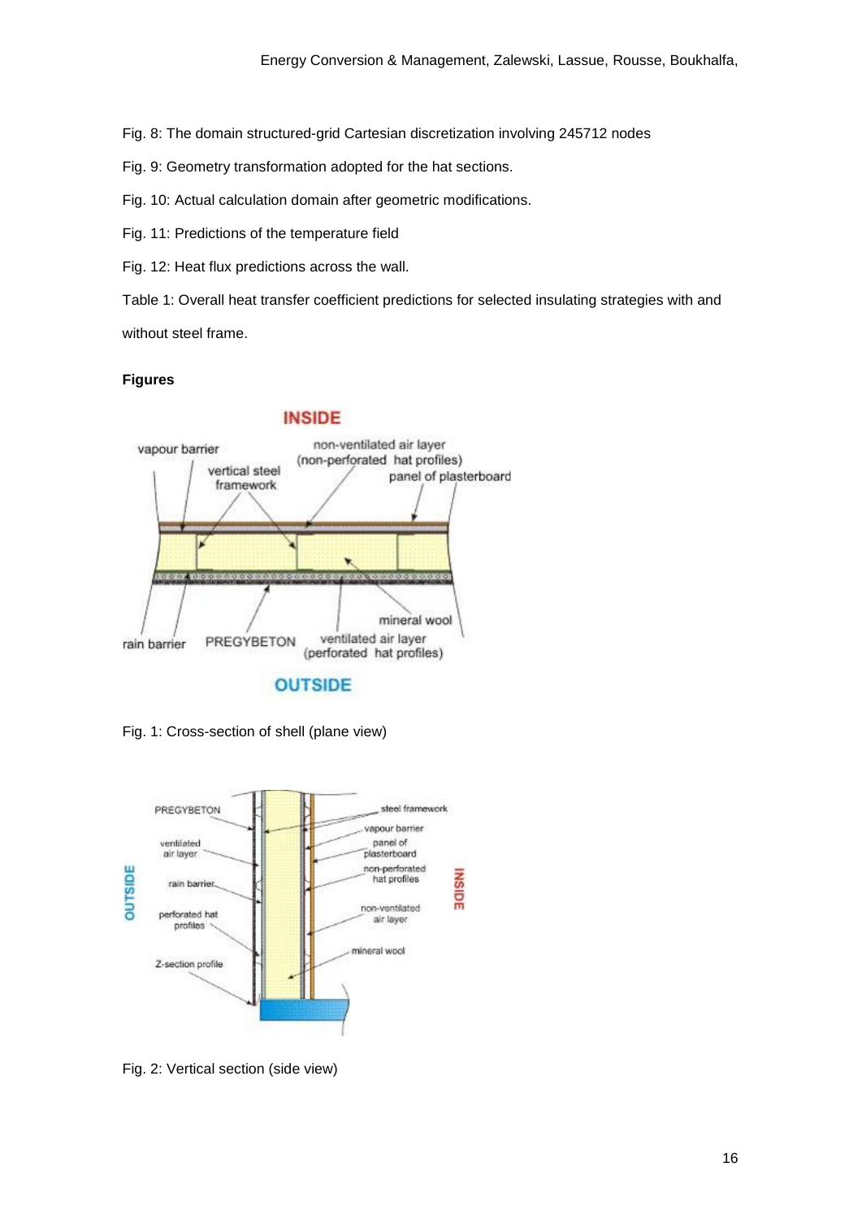Fig. 8: The domain structured-grid Cartesian discretization involving 245712 nodes

Fig. 9: Geometry transformation adopted for the hat sections.

Fig. 10: Actual calculation domain after geometric modifications.

Fig. 11: Predictions of the temperature field

Fig. 12: Heat flux predictions across the wall.

Table 1: Overall heat transfer coefficient predictions for selected insulating strategies with and without steel frame.

**Figures**

INSIDE

vapour barrier

vertical steel framework

non-ventilated air layer (non-perforated hat profiles)

panel of plasterboard

mineral wool

rain barrier

PREGYBETON

ventilated air layer (perforated hat profiles)

OUTSIDE

Fig. 1: Cross-section of shell (plane view)

PREGYBETON

ventilated air layer

rain barrier

perforated hat profiles

Z-section profile

steel framework

vapour barrier

panel of plasterboard

non-perforated hat profiles

non-ventilated air layer

mineral wool

OUTSIDE

INSIDE

Fig. 2: Vertical section (side view)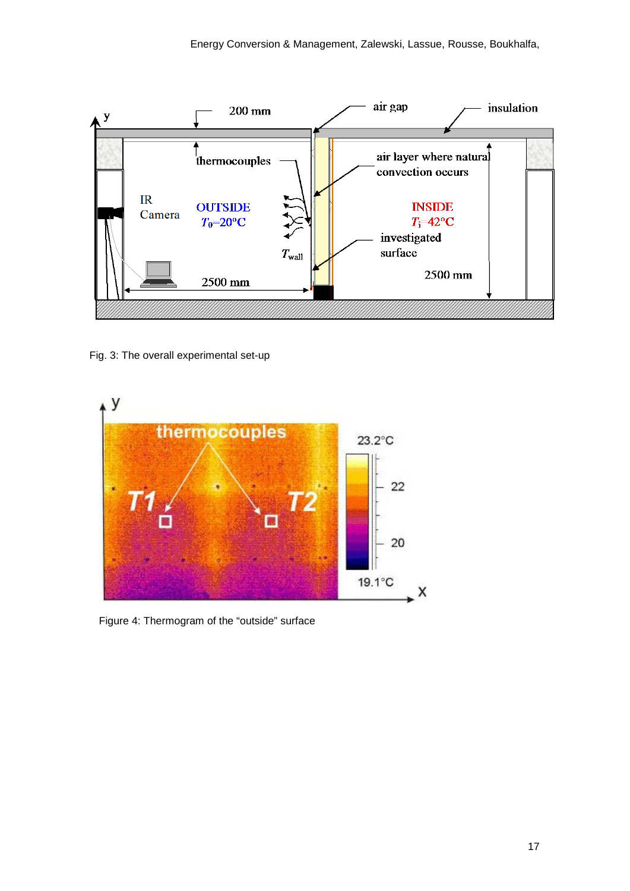y

200 mm

air gap

insulation

thermocouples

air layer where natural convection occurs

IR Camera

OUTSIDE

$T_0$=20°C

INSIDE

$T_i$=42°C

investigated surface

$T_{wall}$

2500 mm

2500 mm

Fig. 3: The overall experimental set-up

y

thermocouples

T1

T2

23.2°C

22

20

19.1°C

x

Figure 4: Thermogram of the "outside" surface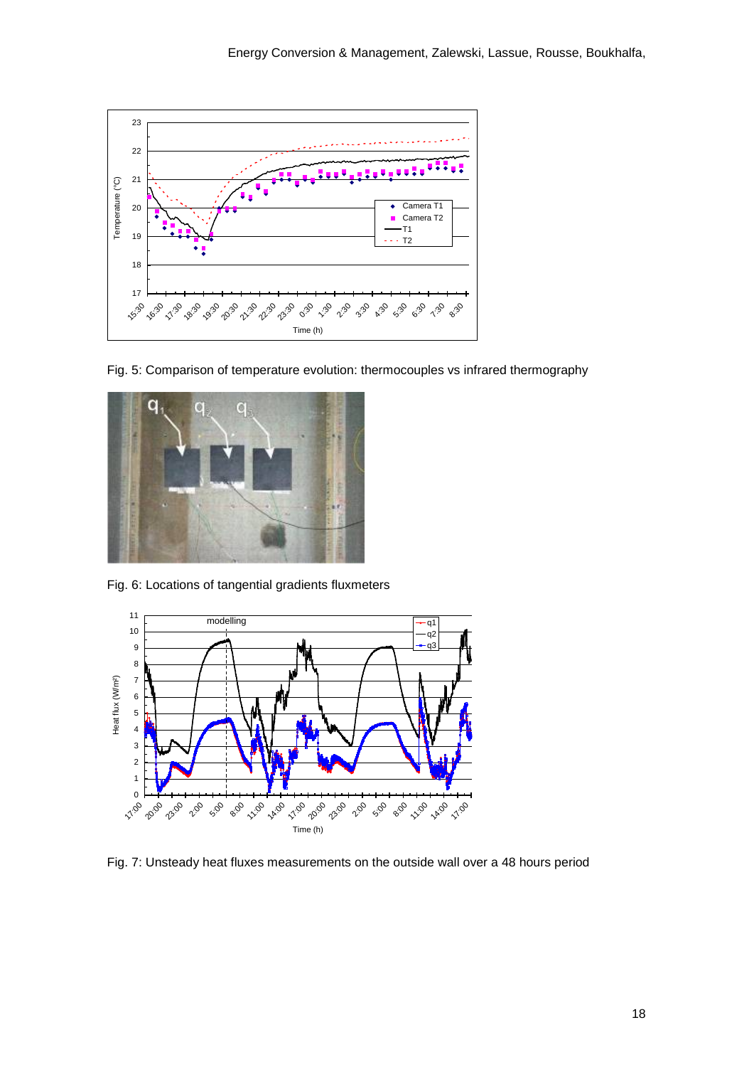23
22
21
20
19
18
17
Temperature (°C)
15:30 16:30 17:30 18:30 19:30 20:30 21:30 22:30 23:30 0:30 1:30 2:30 3:30 4:30 5:30 6:30 7:30 8:30
Time (h)
Camera T1
Camera T2
T1
T2

Fig. 5: Comparison of temperature evolution: thermocouples vs infrared thermography

$q_1$ $q_2$ $q_3$

Fig. 6: Locations of tangential gradients fluxmeters

11
10
9
8
7
6
5
4
3
2
1
0
Heat flux (W/m²)
modelling
q1
q2
q3
17:00 20:00 23:00 2:00 5:00 8:00 11:00 14:00 17:00 20:00 23:00 2:00 5:00 8:00 11:00 14:00 17:00
Time (h)

Fig. 7: Unsteady heat fluxes measurements on the outside wall over a 48 hours period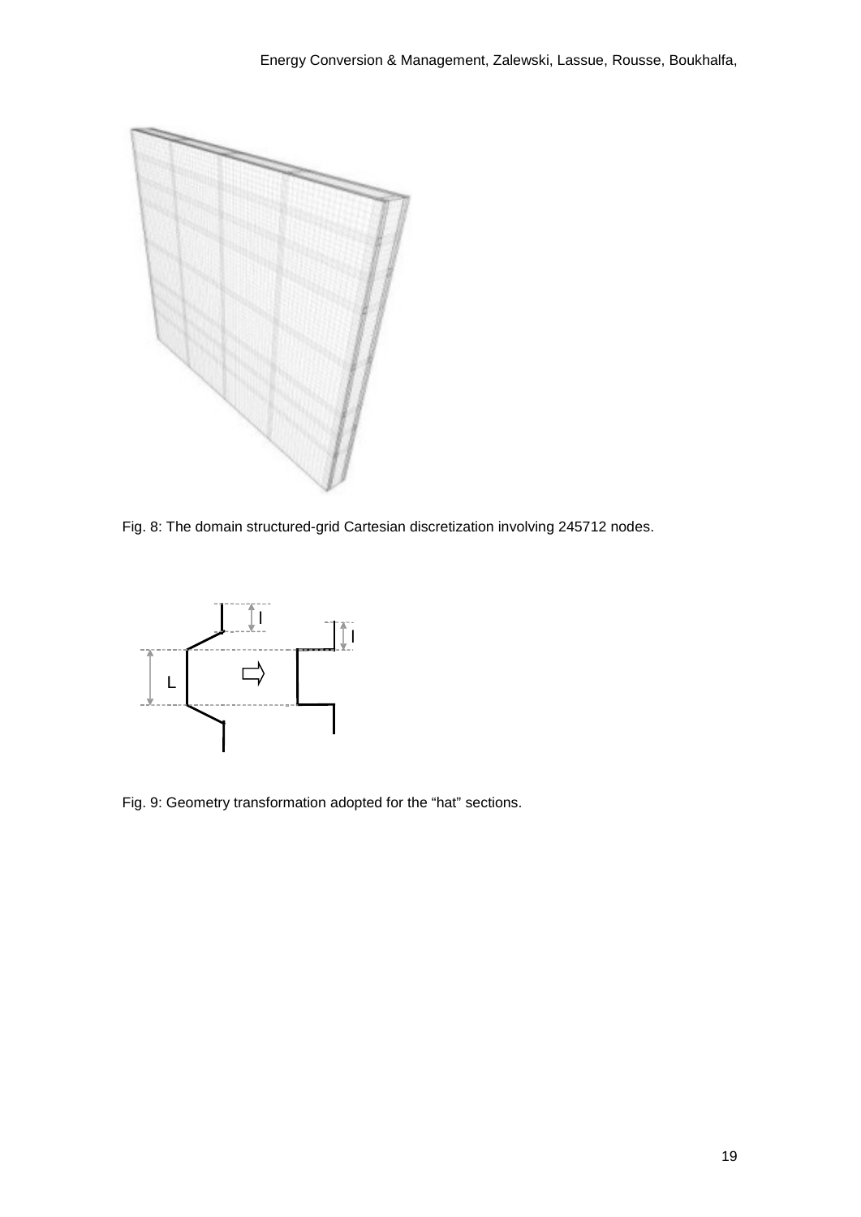Fig. 8: The domain structured-grid Cartesian discretization involving 245712 nodes.

l

l

L

Fig. 9: Geometry transformation adopted for the “hat” sections.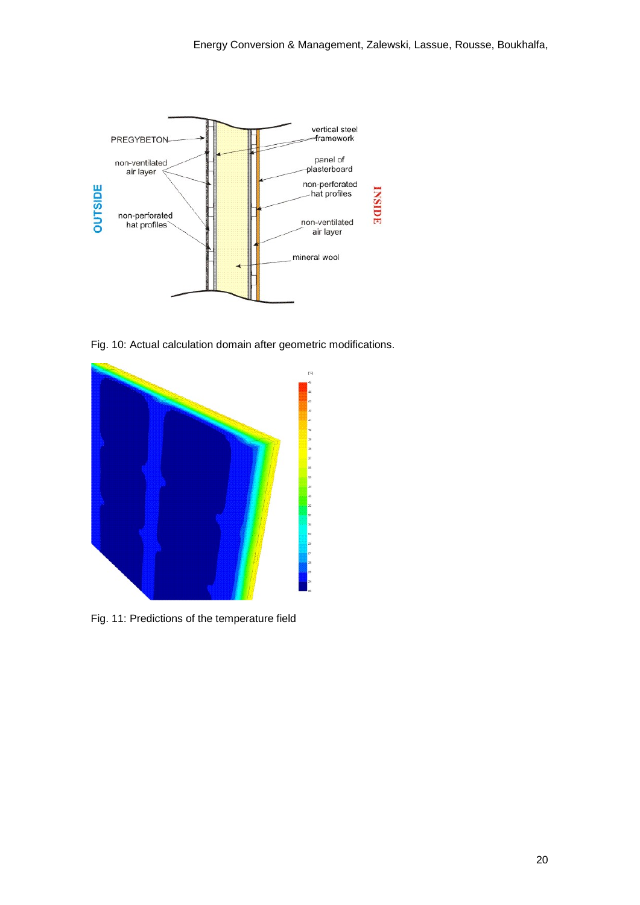PREGYBETON

non-ventilated air layer

non-perforated hat profiles

OUTSIDE

vertical steel framework

panel of plasterboard

non-perforated hat profiles

non-ventilated air layer

mineral wool

INSIDE

Fig. 10: Actual calculation domain after geometric modifications.

Fig. 11: Predictions of the temperature field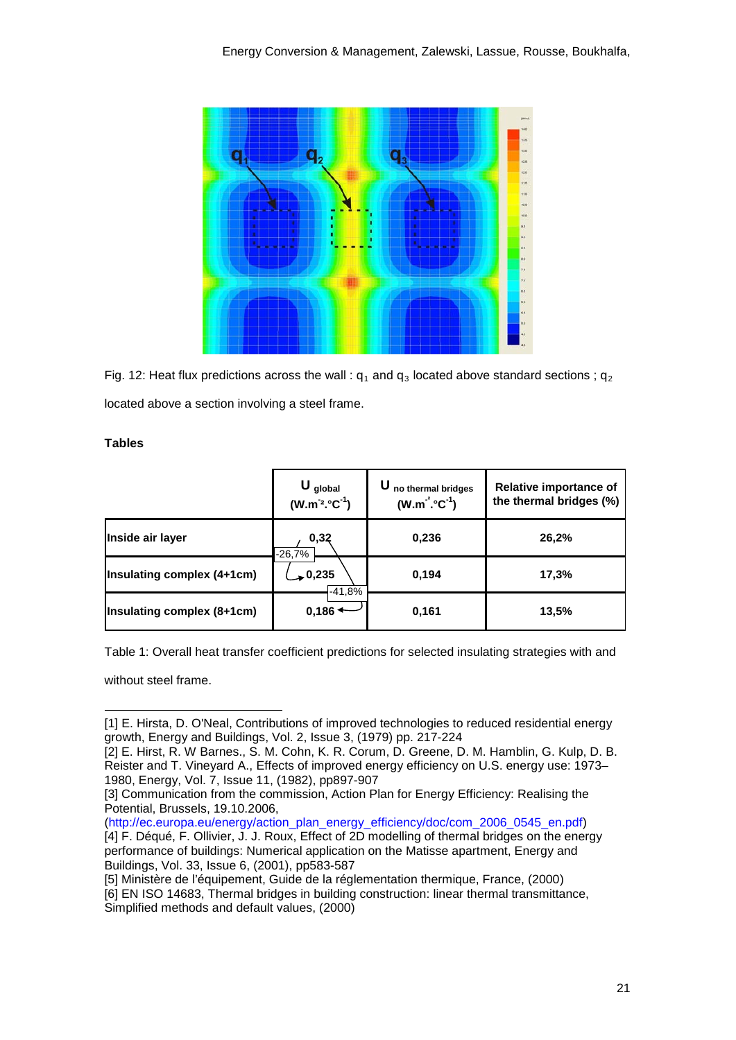q1 q2 q3

Fig. 12: Heat flux predictions across the wall : $q_1$ and $q_3$ located above standard sections ; $q_2$ located above a section involving a steel frame.

**Tables**

| | $U_{global}$ ($W.m^{-2}.°C^{-1}$) | $U_{no\ thermal\ bridges}$ ($W.m^{-2}.°C^{-1}$) | Relative importance of the thermal bridges (%) |
|---|---|---|---|
| **Inside air layer** | **0,32** | **0,236** | **26,2%** |
| **Insulating complex (4+1cm)** | **0,235** (-26,7%) | **0,194** | **17,3%** |
| **Insulating complex (8+1cm)** | **0,186** (-41,8%) | **0,161** | **13,5%** |

Table 1: Overall heat transfer coefficient predictions for selected insulating strategies with and without steel frame.

---

[1] E. Hirsta, D. O'Neal, Contributions of improved technologies to reduced residential energy growth, Energy and Buildings, Vol. 2, Issue 3, (1979) pp. 217-224

[2] E. Hirst, R. W Barnes., S. M. Cohn, K. R. Corum, D. Greene, D. M. Hamblin, G. Kulp, D. B. Reister and T. Vineyard A., Effects of improved energy efficiency on U.S. energy use: 1973–1980, Energy, Vol. 7, Issue 11, (1982), pp897-907

[3] Communication from the commission, Action Plan for Energy Efficiency: Realising the Potential, Brussels, 19.10.2006, (http://ec.europa.eu/energy/action_plan_energy_efficiency/doc/com_2006_0545_en.pdf)

[4] F. Déqué, F. Ollivier, J. J. Roux, Effect of 2D modelling of thermal bridges on the energy performance of buildings: Numerical application on the Matisse apartment, Energy and Buildings, Vol. 33, Issue 6, (2001), pp583-587

[5] Ministère de l'équipement, Guide de la réglementation thermique, France, (2000)

[6] EN ISO 14683, Thermal bridges in building construction: linear thermal transmittance, Simplified methods and default values, (2000)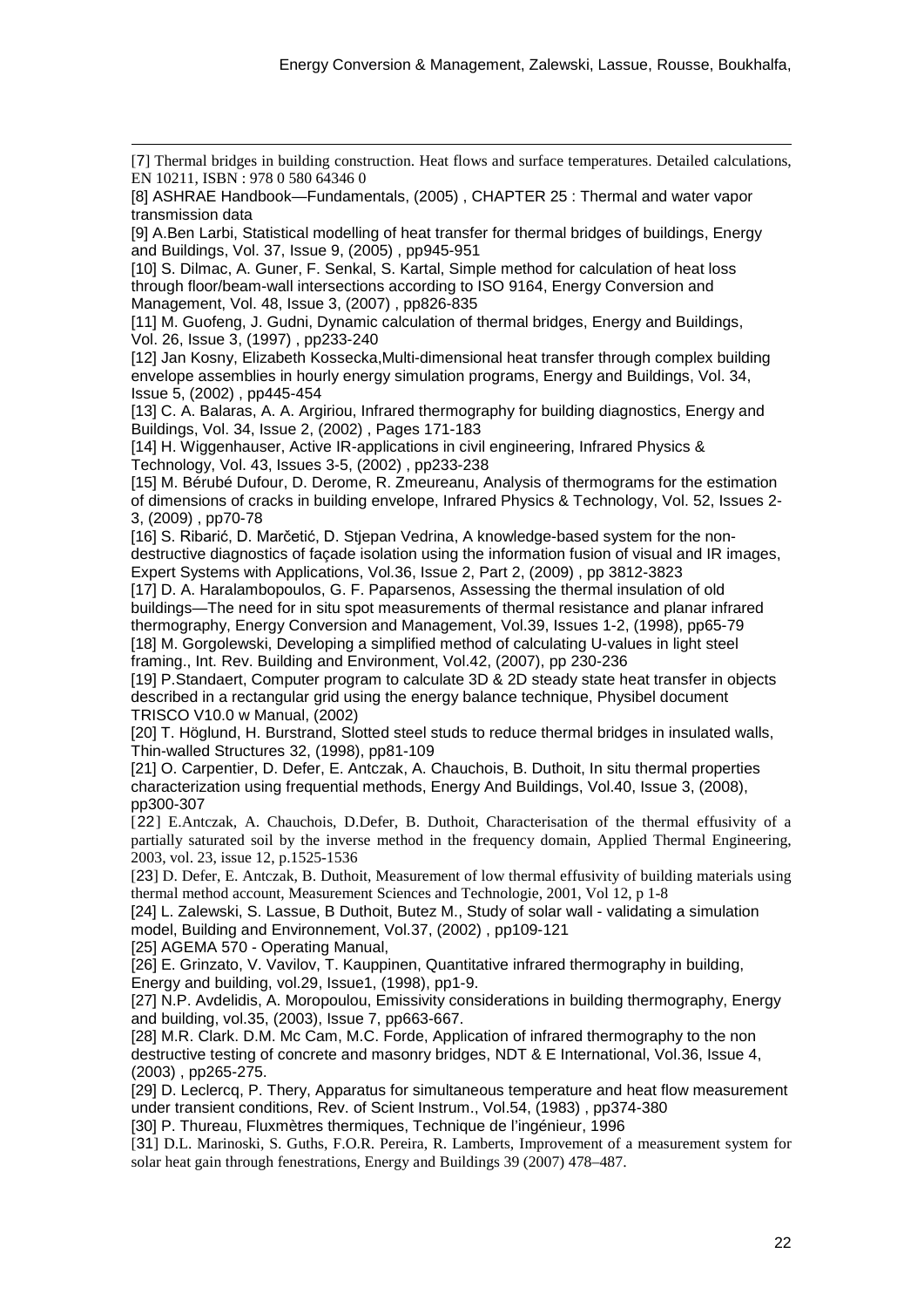[7] Thermal bridges in building construction. Heat flows and surface temperatures. Detailed calculations, EN 10211, ISBN : 978 0 580 64346 0

[8] ASHRAE Handbook—Fundamentals, (2005) , CHAPTER 25 : Thermal and water vapor transmission data

[9] A.Ben Larbi, Statistical modelling of heat transfer for thermal bridges of buildings, Energy and Buildings, Vol. 37, Issue 9, (2005) , pp945-951

[10] S. Dilmac, A. Guner, F. Senkal, S. Kartal, Simple method for calculation of heat loss through floor/beam-wall intersections according to ISO 9164, Energy Conversion and Management, Vol. 48, Issue 3, (2007) , pp826-835

[11] M. Guofeng, J. Gudni, Dynamic calculation of thermal bridges, Energy and Buildings, Vol. 26, Issue 3, (1997) , pp233-240

[12] Jan Kosny, Elizabeth Kossecka,Multi-dimensional heat transfer through complex building envelope assemblies in hourly energy simulation programs, Energy and Buildings, Vol. 34, Issue 5, (2002) , pp445-454

[13] C. A. Balaras, A. A. Argiriou, Infrared thermography for building diagnostics, Energy and Buildings, Vol. 34, Issue 2, (2002) , Pages 171-183

[14] H. Wiggenhauser, Active IR-applications in civil engineering, Infrared Physics & Technology, Vol. 43, Issues 3-5, (2002) , pp233-238

[15] M. Bérubé Dufour, D. Derome, R. Zmeureanu, Analysis of thermograms for the estimation of dimensions of cracks in building envelope, Infrared Physics & Technology, Vol. 52, Issues 2-3, (2009) , pp70-78

[16] S. Ribarić, D. Marčetić, D. Stjepan Vedrina, A knowledge-based system for the non-destructive diagnostics of façade isolation using the information fusion of visual and IR images, Expert Systems with Applications, Vol.36, Issue 2, Part 2, (2009) , pp 3812-3823

[17] D. A. Haralambopoulos, G. F. Paparsenos, Assessing the thermal insulation of old buildings—The need for in situ spot measurements of thermal resistance and planar infrared thermography, Energy Conversion and Management, Vol.39, Issues 1-2, (1998), pp65-79

[18] M. Gorgolewski, Developing a simplified method of calculating U-values in light steel framing., Int. Rev. Building and Environment, Vol.42, (2007), pp 230-236

[19] P.Standaert, Computer program to calculate 3D & 2D steady state heat transfer in objects described in a rectangular grid using the energy balance technique, Physibel document TRISCO V10.0 w Manual, (2002)

[20] T. Höglund, H. Burstrand, Slotted steel studs to reduce thermal bridges in insulated walls, Thin-walled Structures 32, (1998), pp81-109

[21] O. Carpentier, D. Defer, E. Antczak, A. Chauchois, B. Duthoit, In situ thermal properties characterization using frequential methods, Energy And Buildings, Vol.40, Issue 3, (2008), pp300-307

[22] E.Antczak, A. Chauchois, D.Defer, B. Duthoit, Characterisation of the thermal effusivity of a partially saturated soil by the inverse method in the frequency domain, Applied Thermal Engineering, 2003, vol. 23, issue 12, p.1525-1536

[23] D. Defer, E. Antczak, B. Duthoit, Measurement of low thermal effusivity of building materials using thermal method account, Measurement Sciences and Technologie, 2001, Vol 12, p 1-8

[24] L. Zalewski, S. Lassue, B Duthoit, Butez M., Study of solar wall - validating a simulation model, Building and Environnement, Vol.37, (2002) , pp109-121

[25] AGEMA 570 - Operating Manual,

[26] E. Grinzato, V. Vavilov, T. Kauppinen, Quantitative infrared thermography in building, Energy and building, vol.29, Issue1, (1998), pp1-9.

[27] N.P. Avdelidis, A. Moropoulou, Emissivity considerations in building thermography, Energy and building, vol.35, (2003), Issue 7, pp663-667.

[28] M.R. Clark. D.M. Mc Cam, M.C. Forde, Application of infrared thermography to the non destructive testing of concrete and masonry bridges, NDT & E International, Vol.36, Issue 4, (2003) , pp265-275.

[29] D. Leclercq, P. Thery, Apparatus for simultaneous temperature and heat flow measurement under transient conditions, Rev. of Scient Instrum., Vol.54, (1983) , pp374-380

[30] P. Thureau, Fluxmètres thermiques, Technique de l'ingénieur, 1996

[31] D.L. Marinoski, S. Guths, F.O.R. Pereira, R. Lamberts, Improvement of a measurement system for solar heat gain through fenestrations, Energy and Buildings 39 (2007) 478–487.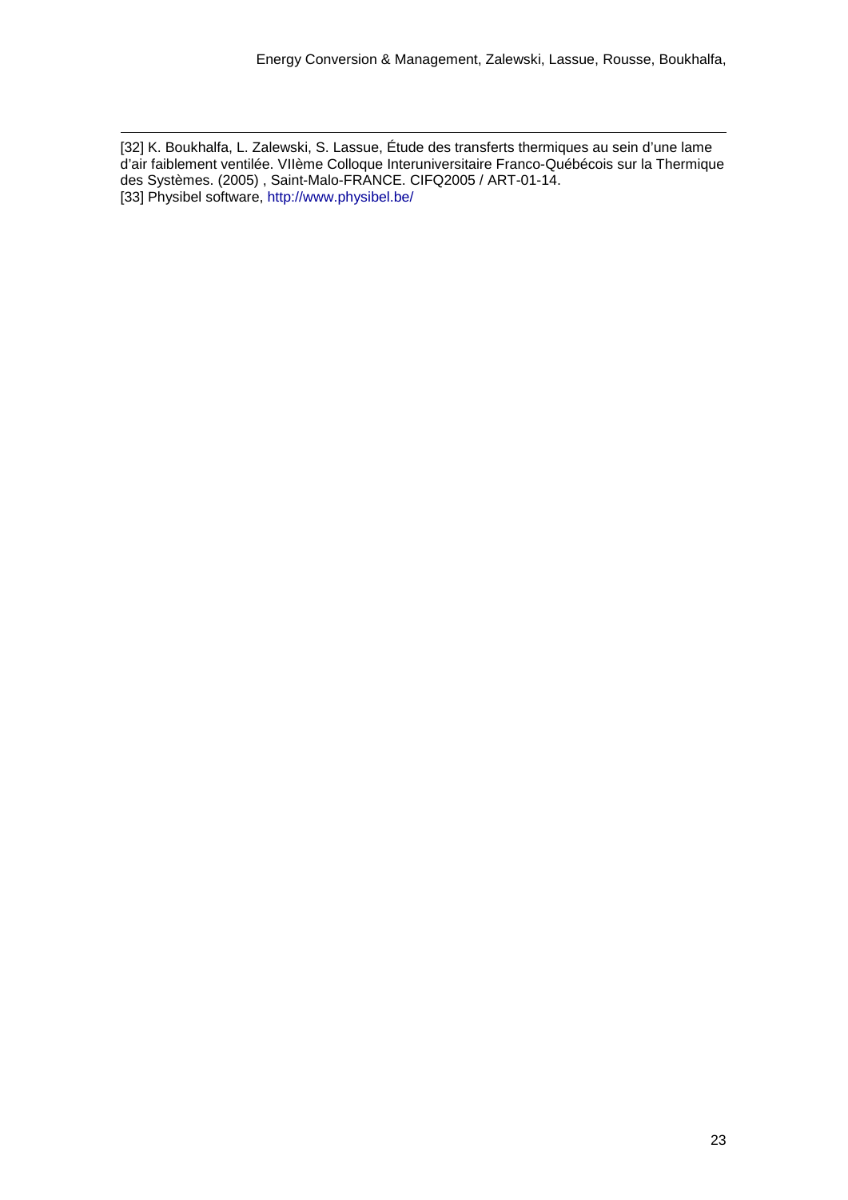[32] K. Boukhalfa, L. Zalewski, S. Lassue, Étude des transferts thermiques au sein d'une lame d'air faiblement ventilée. VIIème Colloque Interuniversitaire Franco-Québécois sur la Thermique des Systèmes. (2005) , Saint-Malo-FRANCE. CIFQ2005 / ART-01-14.
[33] Physibel software, http://www.physibel.be/